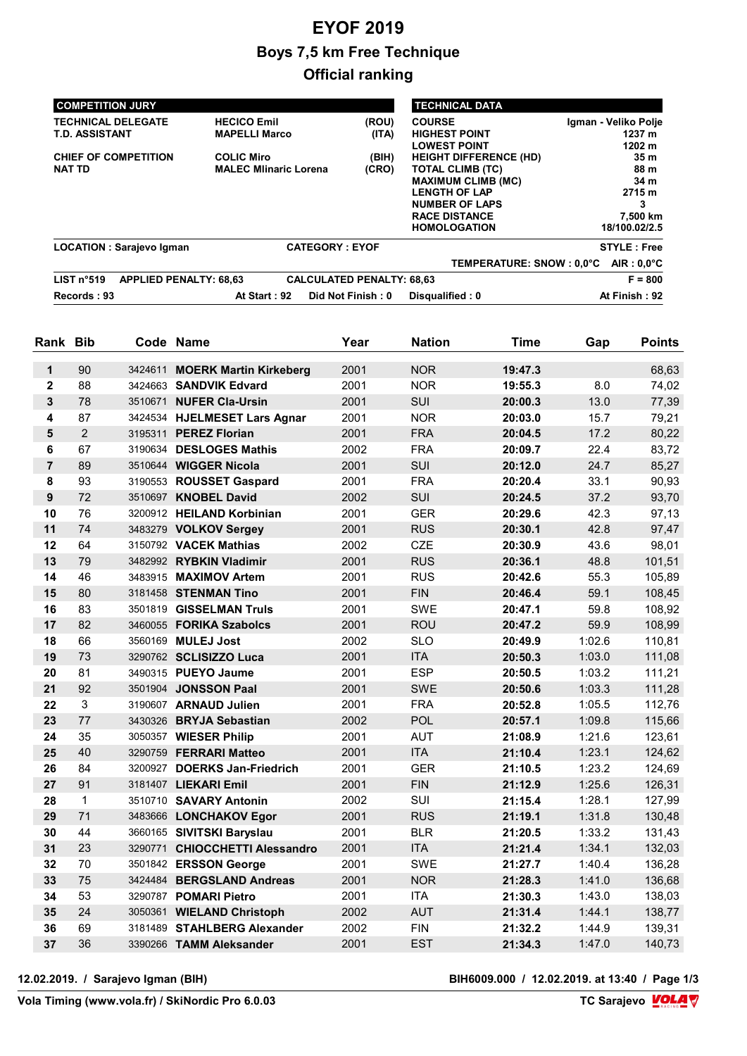# EYOF 2019

## Boys 7,5 km Free Technique

## Official ranking

| COMPETITION JURY | | |
|---|---|---|
| TECHNICAL DELEGATE | HECICO Emil | (ROU) |
| T.D. ASSISTANT | MAPELLI Marco | (ITA) |
| CHIEF OF COMPETITION | COLIC Miro | (BIH) |
| NAT TD | MALEC Mlinaric Lorena | (CRO) |

| TECHNICAL DATA | |
|---|---|
| COURSE | Igman - Veliko Polje |
| HIGHEST POINT | 1237 m |
| LOWEST POINT | 1202 m |
| HEIGHT DIFFERENCE (HD) | 35 m |
| TOTAL CLIMB (TC) | 88 m |
| MAXIMUM CLIMB (MC) | 34 m |
| LENGTH OF LAP | 2715 m |
| NUMBER OF LAPS | 3 |
| RACE DISTANCE | 7,500 km |
| HOMOLOGATION | 18/100.02/2.5 |

**LOCATION : Sarajevo Igman** **CATEGORY : EYOF** **STYLE : Free**

**TEMPERATURE: SNOW : 0,0°C AIR : 0,0°C**

**LIST n°519** **APPLIED PENALTY: 68,63** **CALCULATED PENALTY: 68,63** **F = 800**

**Records : 93** **At Start : 92** **Did Not Finish : 0** **Disqualified : 0** **At Finish : 92**

| Rank | Bib | Code | Name | Year | Nation | Time | Gap | Points |
|---|---|---|---|---|---|---|---|---|
| 1 | 90 | 3424611 | MOERK Martin Kirkeberg | 2001 | NOR | 19:47.3 | | 68,63 |
| 2 | 88 | 3424663 | SANDVIK Edvard | 2001 | NOR | 19:55.3 | 8.0 | 74,02 |
| 3 | 78 | 3510671 | NUFER Cla-Ursin | 2001 | SUI | 20:00.3 | 13.0 | 77,39 |
| 4 | 87 | 3424534 | HJELMESET Lars Agnar | 2001 | NOR | 20:03.0 | 15.7 | 79,21 |
| 5 | 2 | 3195311 | PEREZ Florian | 2001 | FRA | 20:04.5 | 17.2 | 80,22 |
| 6 | 67 | 3190634 | DESLOGES Mathis | 2002 | FRA | 20:09.7 | 22.4 | 83,72 |
| 7 | 89 | 3510644 | WIGGER Nicola | 2001 | SUI | 20:12.0 | 24.7 | 85,27 |
| 8 | 93 | 3190553 | ROUSSET Gaspard | 2001 | FRA | 20:20.4 | 33.1 | 90,93 |
| 9 | 72 | 3510697 | KNOBEL David | 2002 | SUI | 20:24.5 | 37.2 | 93,70 |
| 10 | 76 | 3200912 | HEILAND Korbinian | 2001 | GER | 20:29.6 | 42.3 | 97,13 |
| 11 | 74 | 3483279 | VOLKOV Sergey | 2001 | RUS | 20:30.1 | 42.8 | 97,47 |
| 12 | 64 | 3150792 | VACEK Mathias | 2002 | CZE | 20:30.9 | 43.6 | 98,01 |
| 13 | 79 | 3482992 | RYBKIN Vladimir | 2001 | RUS | 20:36.1 | 48.8 | 101,51 |
| 14 | 46 | 3483915 | MAXIMOV Artem | 2001 | RUS | 20:42.6 | 55.3 | 105,89 |
| 15 | 80 | 3181458 | STENMAN Tino | 2001 | FIN | 20:46.4 | 59.1 | 108,45 |
| 16 | 83 | 3501819 | GISSELMAN Truls | 2001 | SWE | 20:47.1 | 59.8 | 108,92 |
| 17 | 82 | 3460055 | FORIKA Szabolcs | 2001 | ROU | 20:47.2 | 59.9 | 108,99 |
| 18 | 66 | 3560169 | MULEJ Jost | 2002 | SLO | 20:49.9 | 1:02.6 | 110,81 |
| 19 | 73 | 3290762 | SCLISIZZO Luca | 2001 | ITA | 20:50.3 | 1:03.0 | 111,08 |
| 20 | 81 | 3490315 | PUEYO Jaume | 2001 | ESP | 20:50.5 | 1:03.2 | 111,21 |
| 21 | 92 | 3501904 | JONSSON Paal | 2001 | SWE | 20:50.6 | 1:03.3 | 111,28 |
| 22 | 3 | 3190607 | ARNAUD Julien | 2001 | FRA | 20:52.8 | 1:05.5 | 112,76 |
| 23 | 77 | 3430326 | BRYJA Sebastian | 2002 | POL | 20:57.1 | 1:09.8 | 115,66 |
| 24 | 35 | 3050357 | WIESER Philip | 2001 | AUT | 21:08.9 | 1:21.6 | 123,61 |
| 25 | 40 | 3290759 | FERRARI Matteo | 2001 | ITA | 21:10.4 | 1:23.1 | 124,62 |
| 26 | 84 | 3200927 | DOERKS Jan-Friedrich | 2001 | GER | 21:10.5 | 1:23.2 | 124,69 |
| 27 | 91 | 3181407 | LIEKARI Emil | 2001 | FIN | 21:12.9 | 1:25.6 | 126,31 |
| 28 | 1 | 3510710 | SAVARY Antonin | 2002 | SUI | 21:15.4 | 1:28.1 | 127,99 |
| 29 | 71 | 3483666 | LONCHAKOV Egor | 2001 | RUS | 21:19.1 | 1:31.8 | 130,48 |
| 30 | 44 | 3660165 | SIVITSKI Baryslau | 2001 | BLR | 21:20.5 | 1:33.2 | 131,43 |
| 31 | 23 | 3290771 | CHIOCCHETTI Alessandro | 2001 | ITA | 21:21.4 | 1:34.1 | 132,03 |
| 32 | 70 | 3501842 | ERSSON George | 2001 | SWE | 21:27.7 | 1:40.4 | 136,28 |
| 33 | 75 | 3424484 | BERGSLAND Andreas | 2001 | NOR | 21:28.3 | 1:41.0 | 136,68 |
| 34 | 53 | 3290787 | POMARI Pietro | 2001 | ITA | 21:30.3 | 1:43.0 | 138,03 |
| 35 | 24 | 3050361 | WIELAND Christoph | 2002 | AUT | 21:31.4 | 1:44.1 | 138,77 |
| 36 | 69 | 3181489 | STAHLBERG Alexander | 2002 | FIN | 21:32.2 | 1:44.9 | 139,31 |
| 37 | 36 | 3390266 | TAMM Aleksander | 2001 | EST | 21:34.3 | 1:47.0 | 140,73 |

12.02.2019. / Sarajevo Igman (BIH) BIH6009.000 / 12.02.2019. at 13:40

Vola Timing (www.vola.fr) / SkiNordic Pro 6.0.03 TC Sarajevo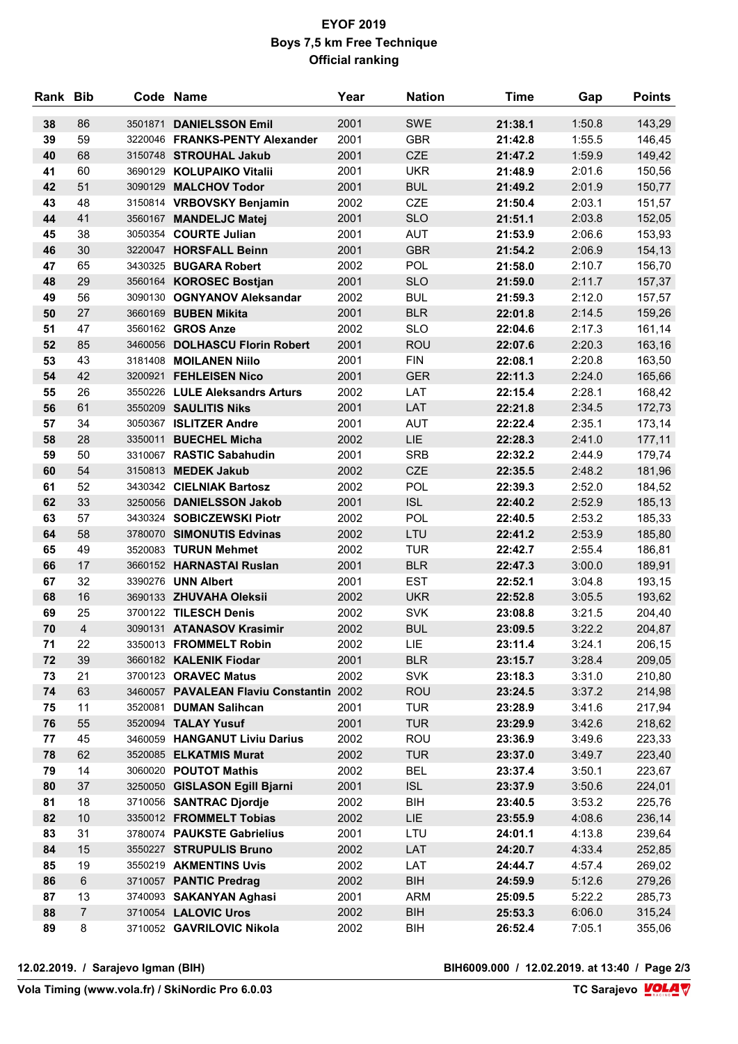# EYOF 2019
## Boys 7,5 km Free Technique
### Official ranking

| Rank | Bib | Code | Name | Year | Nation | Time | Gap | Points |
|---|---|---|---|---|---|---|---|---|
| 38 | 86 | 3501871 | DANIELSSON Emil | 2001 | SWE | 21:38.1 | 1:50.8 | 143,29 |
| 39 | 59 | 3220046 | FRANKS-PENTY Alexander | 2001 | GBR | 21:42.8 | 1:55.5 | 146,45 |
| 40 | 68 | 3150748 | STROUHAL Jakub | 2001 | CZE | 21:47.2 | 1:59.9 | 149,42 |
| 41 | 60 | 3690129 | KOLUPAIKO Vitalii | 2001 | UKR | 21:48.9 | 2:01.6 | 150,56 |
| 42 | 51 | 3090129 | MALCHOV Todor | 2001 | BUL | 21:49.2 | 2:01.9 | 150,77 |
| 43 | 48 | 3150814 | VRBOVSKY Benjamin | 2002 | CZE | 21:50.4 | 2:03.1 | 151,57 |
| 44 | 41 | 3560167 | MANDELJC Matej | 2001 | SLO | 21:51.1 | 2:03.8 | 152,05 |
| 45 | 38 | 3050354 | COURTE Julian | 2001 | AUT | 21:53.9 | 2:06.6 | 153,93 |
| 46 | 30 | 3220047 | HORSFALL Beinn | 2001 | GBR | 21:54.2 | 2:06.9 | 154,13 |
| 47 | 65 | 3430325 | BUGARA Robert | 2002 | POL | 21:58.0 | 2:10.7 | 156,70 |
| 48 | 29 | 3560164 | KOROSEC Bostjan | 2001 | SLO | 21:59.0 | 2:11.7 | 157,37 |
| 49 | 56 | 3090130 | OGNYANOV Aleksandar | 2002 | BUL | 21:59.3 | 2:12.0 | 157,57 |
| 50 | 27 | 3660169 | BUBEN Mikita | 2001 | BLR | 22:01.8 | 2:14.5 | 159,26 |
| 51 | 47 | 3560162 | GROS Anze | 2002 | SLO | 22:04.6 | 2:17.3 | 161,14 |
| 52 | 85 | 3460056 | DOLHASCU Florin Robert | 2001 | ROU | 22:07.6 | 2:20.3 | 163,16 |
| 53 | 43 | 3181408 | MOILANEN Niilo | 2001 | FIN | 22:08.1 | 2:20.8 | 163,50 |
| 54 | 42 | 3200921 | FEHLEISEN Nico | 2001 | GER | 22:11.3 | 2:24.0 | 165,66 |
| 55 | 26 | 3550226 | LULE Aleksandrs Arturs | 2002 | LAT | 22:15.4 | 2:28.1 | 168,42 |
| 56 | 61 | 3550209 | SAULITIS Niks | 2001 | LAT | 22:21.8 | 2:34.5 | 172,73 |
| 57 | 34 | 3050367 | ISLITZER Andre | 2001 | AUT | 22:22.4 | 2:35.1 | 173,14 |
| 58 | 28 | 3350011 | BUECHEL Micha | 2002 | LIE | 22:28.3 | 2:41.0 | 177,11 |
| 59 | 50 | 3310067 | RASTIC Sabahudin | 2001 | SRB | 22:32.2 | 2:44.9 | 179,74 |
| 60 | 54 | 3150813 | MEDEK Jakub | 2002 | CZE | 22:35.5 | 2:48.2 | 181,96 |
| 61 | 52 | 3430342 | CIELNIAK Bartosz | 2002 | POL | 22:39.3 | 2:52.0 | 184,52 |
| 62 | 33 | 3250056 | DANIELSSON Jakob | 2001 | ISL | 22:40.2 | 2:52.9 | 185,13 |
| 63 | 57 | 3430324 | SOBICZEWSKI Piotr | 2002 | POL | 22:40.5 | 2:53.2 | 185,33 |
| 64 | 58 | 3780070 | SIMONUTIS Edvinas | 2002 | LTU | 22:41.2 | 2:53.9 | 185,80 |
| 65 | 49 | 3520083 | TURUN Mehmet | 2002 | TUR | 22:42.7 | 2:55.4 | 186,81 |
| 66 | 17 | 3660152 | HARNASTAI Ruslan | 2001 | BLR | 22:47.3 | 3:00.0 | 189,91 |
| 67 | 32 | 3390276 | UNN Albert | 2001 | EST | 22:52.1 | 3:04.8 | 193,15 |
| 68 | 16 | 3690133 | ZHUVAHA Oleksii | 2002 | UKR | 22:52.8 | 3:05.5 | 193,62 |
| 69 | 25 | 3700122 | TILESCH Denis | 2002 | SVK | 23:08.8 | 3:21.5 | 204,40 |
| 70 | 4 | 3090131 | ATANASOV Krasimir | 2002 | BUL | 23:09.5 | 3:22.2 | 204,87 |
| 71 | 22 | 3350013 | FROMMELT Robin | 2002 | LIE | 23:11.4 | 3:24.1 | 206,15 |
| 72 | 39 | 3660182 | KALENIK Fiodar | 2001 | BLR | 23:15.7 | 3:28.4 | 209,05 |
| 73 | 21 | 3700123 | ORAVEC Matus | 2002 | SVK | 23:18.3 | 3:31.0 | 210,80 |
| 74 | 63 | 3460057 | PAVALEAN Flaviu Constantin | 2002 | ROU | 23:24.5 | 3:37.2 | 214,98 |
| 75 | 11 | 3520081 | DUMAN Salihcan | 2001 | TUR | 23:28.9 | 3:41.6 | 217,94 |
| 76 | 55 | 3520094 | TALAY Yusuf | 2001 | TUR | 23:29.9 | 3:42.6 | 218,62 |
| 77 | 45 | 3460059 | HANGANUT Liviu Darius | 2002 | ROU | 23:36.9 | 3:49.6 | 223,33 |
| 78 | 62 | 3520085 | ELKATMIS Murat | 2002 | TUR | 23:37.0 | 3:49.7 | 223,40 |
| 79 | 14 | 3060020 | POUTOT Mathis | 2002 | BEL | 23:37.4 | 3:50.1 | 223,67 |
| 80 | 37 | 3250050 | GISLASON Egill Bjarni | 2001 | ISL | 23:37.9 | 3:50.6 | 224,01 |
| 81 | 18 | 3710056 | SANTRAC Djordje | 2002 | BIH | 23:40.5 | 3:53.2 | 225,76 |
| 82 | 10 | 3350012 | FROMMELT Tobias | 2002 | LIE | 23:55.9 | 4:08.6 | 236,14 |
| 83 | 31 | 3780074 | PAUKSTE Gabrielius | 2001 | LTU | 24:01.1 | 4:13.8 | 239,64 |
| 84 | 15 | 3550227 | STRUPULIS Bruno | 2002 | LAT | 24:20.7 | 4:33.4 | 252,85 |
| 85 | 19 | 3550219 | AKMENTINS Uvis | 2002 | LAT | 24:44.7 | 4:57.4 | 269,02 |
| 86 | 6 | 3710057 | PANTIC Predrag | 2002 | BIH | 24:59.9 | 5:12.6 | 279,26 |
| 87 | 13 | 3740093 | SAKANYAN Aghasi | 2001 | ARM | 25:09.5 | 5:22.2 | 285,73 |
| 88 | 7 | 3710054 | LALOVIC Uros | 2002 | BIH | 25:53.3 | 6:06.0 | 315,24 |
| 89 | 8 | 3710052 | GAVRILOVIC Nikola | 2002 | BIH | 26:52.4 | 7:05.1 | 355,06 |

12.02.2019. / Sarajevo Igman (BIH) — BIH6009.000 / 12.02.2019. at 13:40

Vola Timing (www.vola.fr) / SkiNordic Pro 6.0.03 — TC Sarajevo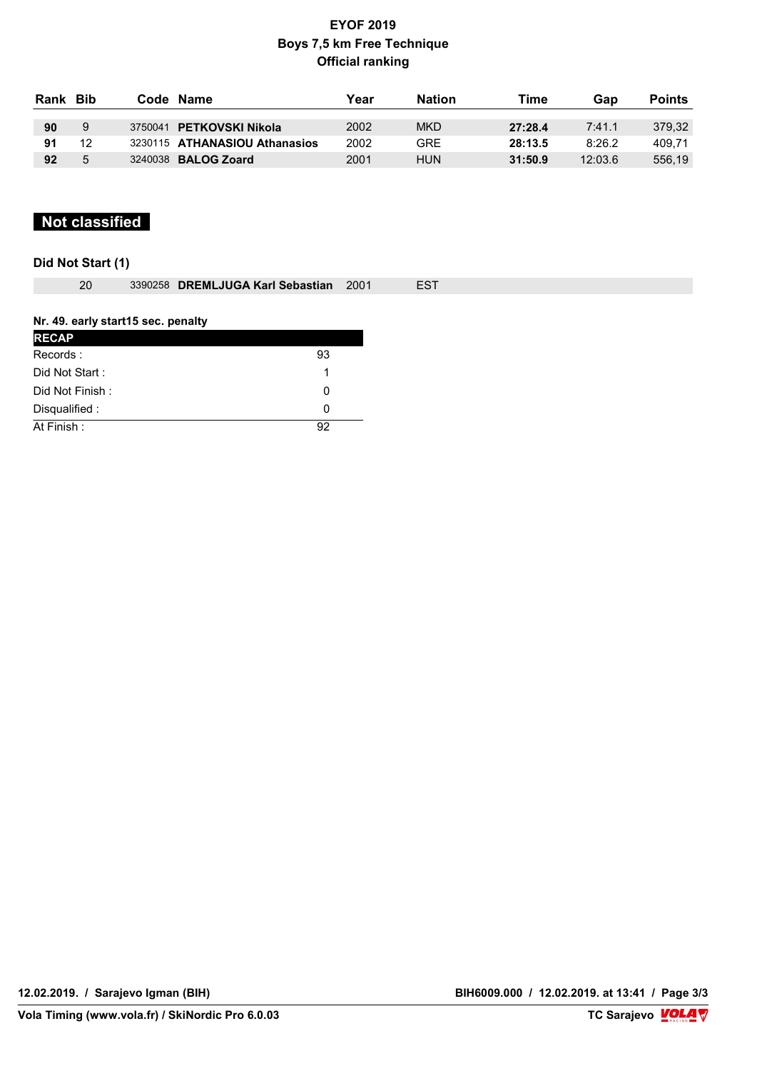# EYOF 2019
## Boys 7,5 km Free Technique
## Official ranking

| Rank | Bib | Code | Name | Year | Nation | Time | Gap | Points |
|---|---|---|---|---|---|---|---|---|
| **90** | 9 | 3750041 | **PETKOVSKI Nikola** | 2002 | MKD | **27:28.4** | 7:41.1 | 379,32 |
| **91** | 12 | 3230115 | **ATHANASIOU Athanasios** | 2002 | GRE | **28:13.5** | 8:26.2 | 409,71 |
| **92** | 5 | 3240038 | **BALOG Zoard** | 2001 | HUN | **31:50.9** | 12:03.6 | 556,19 |

## Not classified

### Did Not Start (1)

| Bib | Code | Name | Year | Nation |
|---|---|---|---|---|
| 20 | 3390258 | **DREMLJUGA Karl Sebastian** | 2001 | EST |

**Nr. 49. early start15 sec. penalty**

| RECAP | |
|---|---|
| Records : | 93 |
| Did Not Start : | 1 |
| Did Not Finish : | 0 |
| Disqualified : | 0 |
| At Finish : | 92 |

12.02.2019. / Sarajevo Igman (BIH)

BIH6009.000 / 12.02.2019. at 13:41

Vola Timing (www.vola.fr) / SkiNordic Pro 6.0.03

TC Sarajevo